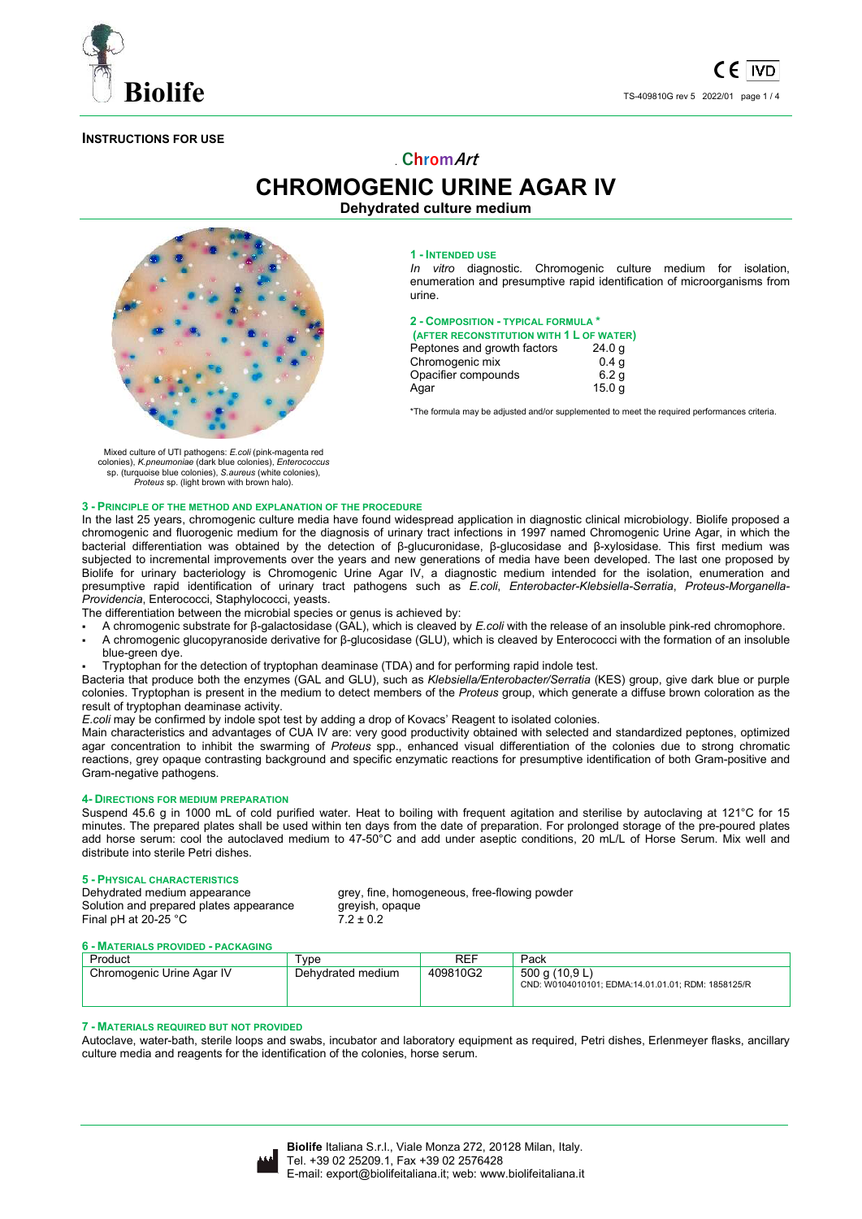**INSTRUCTIONS FOR USE**

# ChromArt
# CHROMOGENIC URINE AGAR IV
**Dehydrated culture medium**

Mixed culture of UTI pathogens: *E.coli* (pink-magenta red colonies), *K.pneumoniae* (dark blue colonies), *Enterococcus* sp. (turquoise blue colonies), *S.aureus* (white colonies), *Proteus* sp. (light brown with brown halo).

## 1 - INTENDED USE

*In vitro* diagnostic. Chromogenic culture medium for isolation, enumeration and presumptive rapid identification of microorganisms from urine.

## 2 - COMPOSITION - TYPICAL FORMULA *
**(AFTER RECONSTITUTION WITH 1 L OF WATER)**

| | |
|---|---|
| Peptones and growth factors | 24.0 g |
| Chromogenic mix | 0.4 g |
| Opacifier compounds | 6.2 g |
| Agar | 15.0 g |

*The formula may be adjusted and/or supplemented to meet the required performances criteria.

## 3 - PRINCIPLE OF THE METHOD AND EXPLANATION OF THE PROCEDURE

In the last 25 years, chromogenic culture media have found widespread application in diagnostic clinical microbiology. Biolife proposed a chromogenic and fluorogenic medium for the diagnosis of urinary tract infections in 1997 named Chromogenic Urine Agar, in which the bacterial differentiation was obtained by the detection of β-glucuronidase, β-glucosidase and β-xylosidase. This first medium was subjected to incremental improvements over the years and new generations of media have been developed. The last one proposed by Biolife for urinary bacteriology is Chromogenic Urine Agar IV, a diagnostic medium intended for the isolation, enumeration and presumptive rapid identification of urinary tract pathogens such as *E.coli*, *Enterobacter-Klebsiella-Serratia*, *Proteus-Morganella-Providencia*, Enterococci, Staphylococci, yeasts.

The differentiation between the microbial species or genus is achieved by:

- A chromogenic substrate for β-galactosidase (GAL), which is cleaved by *E.coli* with the release of an insoluble pink-red chromophore.
- A chromogenic glucopyranoside derivative for β-glucosidase (GLU), which is cleaved by Enterococci with the formation of an insoluble blue-green dye.
- Tryptophan for the detection of tryptophan deaminase (TDA) and for performing rapid indole test.

Bacteria that produce both the enzymes (GAL and GLU), such as *Klebsiella/Enterobacter/Serratia* (KES) group, give dark blue or purple colonies. Tryptophan is present in the medium to detect members of the *Proteus* group, which generate a diffuse brown coloration as the result of tryptophan deaminase activity.

*E.coli* may be confirmed by indole spot test by adding a drop of Kovacs' Reagent to isolated colonies.

Main characteristics and advantages of CUA IV are: very good productivity obtained with selected and standardized peptones, optimized agar concentration to inhibit the swarming of *Proteus* spp., enhanced visual differentiation of the colonies due to strong chromatic reactions, grey opaque contrasting background and specific enzymatic reactions for presumptive identification of both Gram-positive and Gram-negative pathogens.

## 4- DIRECTIONS FOR MEDIUM PREPARATION

Suspend 45.6 g in 1000 mL of cold purified water. Heat to boiling with frequent agitation and sterilise by autoclaving at 121°C for 15 minutes. The prepared plates shall be used within ten days from the date of preparation. For prolonged storage of the pre-poured plates add horse serum: cool the autoclaved medium to 47-50°C and add under aseptic conditions, 20 mL/L of Horse Serum. Mix well and distribute into sterile Petri dishes.

## 5 - PHYSICAL CHARACTERISTICS

| | |
|---|---|
| Dehydrated medium appearance | grey, fine, homogeneous, free-flowing powder |
| Solution and prepared plates appearance | greyish, opaque |
| Final pH at 20-25 °C | 7.2 ± 0.2 |

## 6 - MATERIALS PROVIDED - PACKAGING

| Product | Type | REF | Pack |
|---|---|---|---|
| Chromogenic Urine Agar IV | Dehydrated medium | 409810G2 | 500 g (10,9 L) CND: W0104010101; EDMA:14.01.01.01; RDM: 1858125/R |

## 7 - MATERIALS REQUIRED BUT NOT PROVIDED

Autoclave, water-bath, sterile loops and swabs, incubator and laboratory equipment as required, Petri dishes, Erlenmeyer flasks, ancillary culture media and reagents for the identification of the colonies, horse serum.

**Biolife** Italiana S.r.l., Viale Monza 272, 20128 Milan, Italy.
Tel. +39 02 25209.1, Fax +39 02 2576428
E-mail: export@biolifeitaliana.it; web: www.biolifeitaliana.it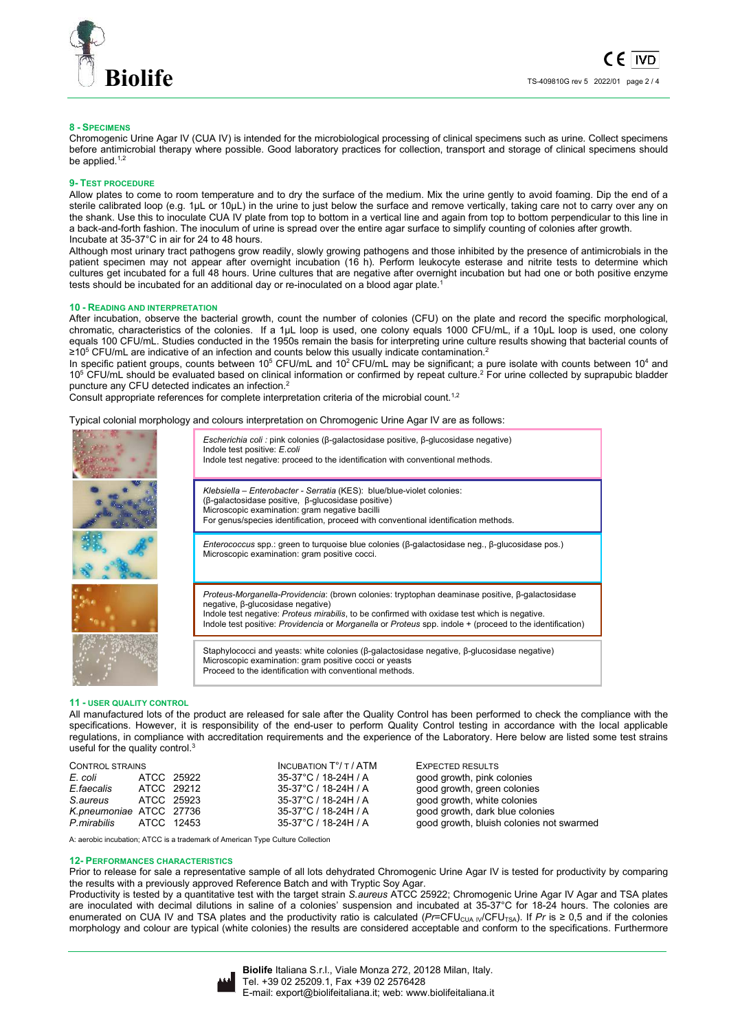## 8 - SPECIMENS

Chromogenic Urine Agar IV (CUA IV) is intended for the microbiological processing of clinical specimens such as urine. Collect specimens before antimicrobial therapy where possible. Good laboratory practices for collection, transport and storage of clinical specimens should be applied.[1,2]

## 9- TEST PROCEDURE

Allow plates to come to room temperature and to dry the surface of the medium. Mix the urine gently to avoid foaming. Dip the end of a sterile calibrated loop (e.g. 1µL or 10µL) in the urine to just below the surface and remove vertically, taking care not to carry over any on the shank. Use this to inoculate CUA IV plate from top to bottom in a vertical line and again from top to bottom perpendicular to this line in a back-and-forth fashion. The inoculum of urine is spread over the entire agar surface to simplify counting of colonies after growth.
Incubate at 35-37°C in air for 24 to 48 hours.

Although most urinary tract pathogens grow readily, slowly growing pathogens and those inhibited by the presence of antimicrobials in the patient specimen may not appear after overnight incubation (16 h). Perform leukocyte esterase and nitrite tests to determine which cultures get incubated for a full 48 hours. Urine cultures that are negative after overnight incubation but had one or both positive enzyme tests should be incubated for an additional day or re-inoculated on a blood agar plate.[1]

## 10 - READING AND INTERPRETATION

After incubation, observe the bacterial growth, count the number of colonies (CFU) on the plate and record the specific morphological, chromatic, characteristics of the colonies. If a 1µL loop is used, one colony equals 1000 CFU/mL, if a 10µL loop is used, one colony equals 100 CFU/mL. Studies conducted in the 1950s remain the basis for interpreting urine culture results showing that bacterial counts of $\geq 10^5$ CFU/mL are indicative of an infection and counts below this usually indicate contamination.[2]

In specific patient groups, counts between $10^5$ CFU/mL and $10^2$ CFU/mL may be significant; a pure isolate with counts between $10^4$ and $10^5$ CFU/mL should be evaluated based on clinical information or confirmed by repeat culture.[2] For urine collected by suprapubic bladder puncture any CFU detected indicates an infection.[2]

Consult appropriate references for complete interpretation criteria of the microbial count.[1,2]

Typical colonial morphology and colours interpretation on Chromogenic Urine Agar IV are as follows:

*Escherichia coli* : pink colonies (β-galactosidase positive, β-glucosidase negative)
Indole test positive: *E.coli*
Indole test negative: proceed to the identification with conventional methods.

*Klebsiella – Enterobacter - Serratia* (KES): blue/blue-violet colonies:
(β-galactosidase positive, β-glucosidase positive)
Microscopic examination: gram negative bacilli
For genus/species identification, proceed with conventional identification methods.

*Enterococcus* spp.: green to turquoise blue colonies (β-galactosidase neg., β-glucosidase pos.)
Microscopic examination: gram positive cocci.

*Proteus-Morganella-Providencia*: (brown colonies: tryptophan deaminase positive, β-galactosidase negative, β-glucosidase negative)
Indole test negative: *Proteus mirabilis*, to be confirmed with oxidase test which is negative.
Indole test positive: *Providencia* or *Morganella* or *Proteus* spp. indole + (proceed to the identification)

Staphylococci and yeasts: white colonies (β-galactosidase negative, β-glucosidase negative)
Microscopic examination: gram positive cocci or yeasts
Proceed to the identification with conventional methods.

## 11 - USER QUALITY CONTROL

All manufactured lots of the product are released for sale after the Quality Control has been performed to check the compliance with the specifications. However, it is responsibility of the end-user to perform Quality Control testing in accordance with the local applicable regulations, in compliance with accreditation requirements and the experience of the Laboratory. Here below are listed some test strains useful for the quality control.[3]

| CONTROL STRAINS | | INCUBATION T°/ T / ATM | EXPECTED RESULTS |
|---|---|---|---|
| *E. coli* | ATCC 25922 | 35-37°C / 18-24H / A | good growth, pink colonies |
| *E.faecalis* | ATCC 29212 | 35-37°C / 18-24H / A | good growth, green colonies |
| *S.aureus* | ATCC 25923 | 35-37°C / 18-24H / A | good growth, white colonies |
| *K.pneumoniae* | ATCC 27736 | 35-37°C / 18-24H / A | good growth, dark blue colonies |
| *P.mirabilis* | ATCC 12453 | 35-37°C / 18-24H / A | good growth, bluish colonies not swarmed |

A: aerobic incubation; ATCC is a trademark of American Type Culture Collection

## 12- PERFORMANCES CHARACTERISTICS

Prior to release for sale a representative sample of all lots dehydrated Chromogenic Urine Agar IV is tested for productivity by comparing the results with a previously approved Reference Batch and with Tryptic Soy Agar.

Productivity is tested by a quantitative test with the target strain *S.aureus* ATCC 25922; Chromogenic Urine Agar IV Agar and TSA plates are inoculated with decimal dilutions in saline of a colonies' suspension and incubated at 35-37°C for 18-24 hours. The colonies are enumerated on CUA IV and TSA plates and the productivity ratio is calculated ($Pr = CFU_{CUA\ IV}/CFU_{TSA}$). If $Pr$ is ≥ 0,5 and if the colonies morphology and colour are typical (white colonies) the results are considered acceptable and conform to the specifications. Furthermore

**Biolife** Italiana S.r.l., Viale Monza 272, 20128 Milan, Italy.
Tel. +39 02 25209.1, Fax +39 02 2576428
E-mail: export@biolifeitaliana.it; web: www.biolifeitaliana.it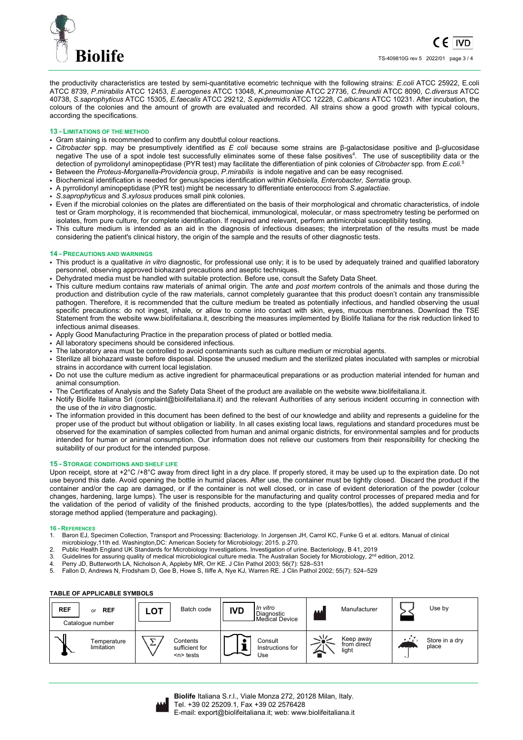the productivity characteristics are tested by semi-quantitative ecometric technique with the following strains: *E.coli* ATCC 25922, E.coli ATCC 8739, *P.mirabilis* ATCC 12453, *E.aerogenes* ATCC 13048, *K.pneumoniae* ATCC 27736, *C.freundii* ATCC 8090, *C.diversus* ATCC 40738, *S.saprophyticus* ATCC 15305, *E.faecalis* ATCC 29212, *S.epidermidis* ATCC 12228, *C.albicans* ATCC 10231. After incubation, the colours of the colonies and the amount of growth are evaluated and recorded. All strains show a good growth with typical colours, according the specifications.

## 13 - LIMITATIONS OF THE METHOD

- Gram staining is recommended to confirm any doubtful colour reactions.
- *Citrobacter* spp. may be presumptively identified as *E coli* because some strains are β-galactosidase positive and β-glucosidase negative The use of a spot indole test successfully eliminates some of these false positives[4]. The use of susceptibility data or the detection of pyrrolidonyl aminopeptidase (PYR test) may facilitate the differentiation of pink colonies of *Citrobacter* spp. from *E.coli.*[5]
- Between the *Proteus-Morganella-Providencia* group, *P.mirabilis* is indole negative and can be easy recognised.
- Biochemical identification is needed for genus/species identification within *Klebsiella, Enterobacter, Serratia* group.
- A pyrrolidonyl aminopeptidase (PYR test) might be necessary to differentiate enterococci from *S.agalactiae*.
- *S.saprophyticus* and *S.xylosus* produces small pink colonies.
- Even if the microbial colonies on the plates are differentiated on the basis of their morphological and chromatic characteristics, of indole test or Gram morphology, it is recommended that biochemical, immunological, molecular, or mass spectrometry testing be performed on isolates, from pure culture, for complete identification. If required and relevant, perform antimicrobial susceptibility testing.
- This culture medium is intended as an aid in the diagnosis of infectious diseases; the interpretation of the results must be made considering the patient's clinical history, the origin of the sample and the results of other diagnostic tests.

## 14 - PRECAUTIONS AND WARNINGS

- This product is a qualitative *in vitro* diagnostic, for professional use only; it is to be used by adequately trained and qualified laboratory personnel, observing approved biohazard precautions and aseptic techniques.
- Dehydrated media must be handled with suitable protection. Before use, consult the Safety Data Sheet.
- This culture medium contains raw materials of animal origin. The *ante* and *post mortem* controls of the animals and those during the production and distribution cycle of the raw materials, cannot completely guarantee that this product doesn't contain any transmissible pathogen. Therefore, it is recommended that the culture medium be treated as potentially infectious, and handled observing the usual specific precautions: do not ingest, inhale, or allow to come into contact with skin, eyes, mucous membranes. Download the TSE Statement from the website www.biolifeitaliana.it, describing the measures implemented by Biolife Italiana for the risk reduction linked to infectious animal diseases.
- Apply Good Manufacturing Practice in the preparation process of plated or bottled media.
- All laboratory specimens should be considered infectious.
- The laboratory area must be controlled to avoid contaminants such as culture medium or microbial agents.
- Sterilize all biohazard waste before disposal. Dispose the unused medium and the sterilized plates inoculated with samples or microbial strains in accordance with current local legislation.
- Do not use the culture medium as active ingredient for pharmaceutical preparations or as production material intended for human and animal consumption.
- The Certificates of Analysis and the Safety Data Sheet of the product are available on the website www.biolifeitaliana.it.
- Notify Biolife Italiana Srl (complaint@biolifeitaliana.it) and the relevant Authorities of any serious incident occurring in connection with the use of the *in vitro* diagnostic.
- The information provided in this document has been defined to the best of our knowledge and ability and represents a guideline for the proper use of the product but without obligation or liability. In all cases existing local laws, regulations and standard procedures must be observed for the examination of samples collected from human and animal organic districts, for environmental samples and for products intended for human or animal consumption. Our information does not relieve our customers from their responsibility for checking the suitability of our product for the intended purpose.

## 15 - STORAGE CONDITIONS AND SHELF LIFE

Upon receipt, store at +2°C /+8°C away from direct light in a dry place. If properly stored, it may be used up to the expiration date. Do not use beyond this date. Avoid opening the bottle in humid places. After use, the container must be tightly closed. Discard the product if the container and/or the cap are damaged, or if the container is not well closed, or in case of evident deterioration of the powder (colour changes, hardening, large lumps). The user is responsible for the manufacturing and quality control processes of prepared media and for the validation of the period of validity of the finished products, according to the type (plates/bottles), the added supplements and the storage method applied (temperature and packaging).

## 16 - REFERENCES

1. Baron EJ, Specimen Collection, Transport and Processing: Bacteriology. In Jorgensen JH, Carrol KC, Funke G et al. editors. Manual of clinical microbiology,11th ed. Washington,DC: American Society for Microbiology; 2015. p.270.
2. Public Health England UK Standards for Microbiology Investigations. Investigation of urine. Bacteriology, B 41, 2019
3. Guidelines for assuring quality of medical microbiological culture media. The Australian Society for Microbiology, 2nd edition, 2012.
4. Perry JD, Butterworth LA, Nicholson A, Appleby MR, Orr KE. J Clin Pathol 2003; 56(7): 528–531
5. Fallon D, Andrews N, Frodsham D, Gee B, Howe S, Iliffe A, Nye KJ, Warren RE. J Clin Pathol 2002; 55(7): 524–529

**TABLE OF APPLICABLE SYMBOLS**

| | | | | |
|---|---|---|---|---|
| REF or REF Catalogue number | LOT Batch code | IVD In vitro Diagnostic Medical Device | Manufacturer | Use by |
| Temperature limitation | Contents sufficient for <n> tests | Consult Instructions for Use | Keep away from direct light | Store in a dry place |

**Biolife** Italiana S.r.l., Viale Monza 272, 20128 Milan, Italy.
Tel. +39 02 25209.1, Fax +39 02 2576428
E-mail: export@biolifeitaliana.it; web: www.biolifeitaliana.it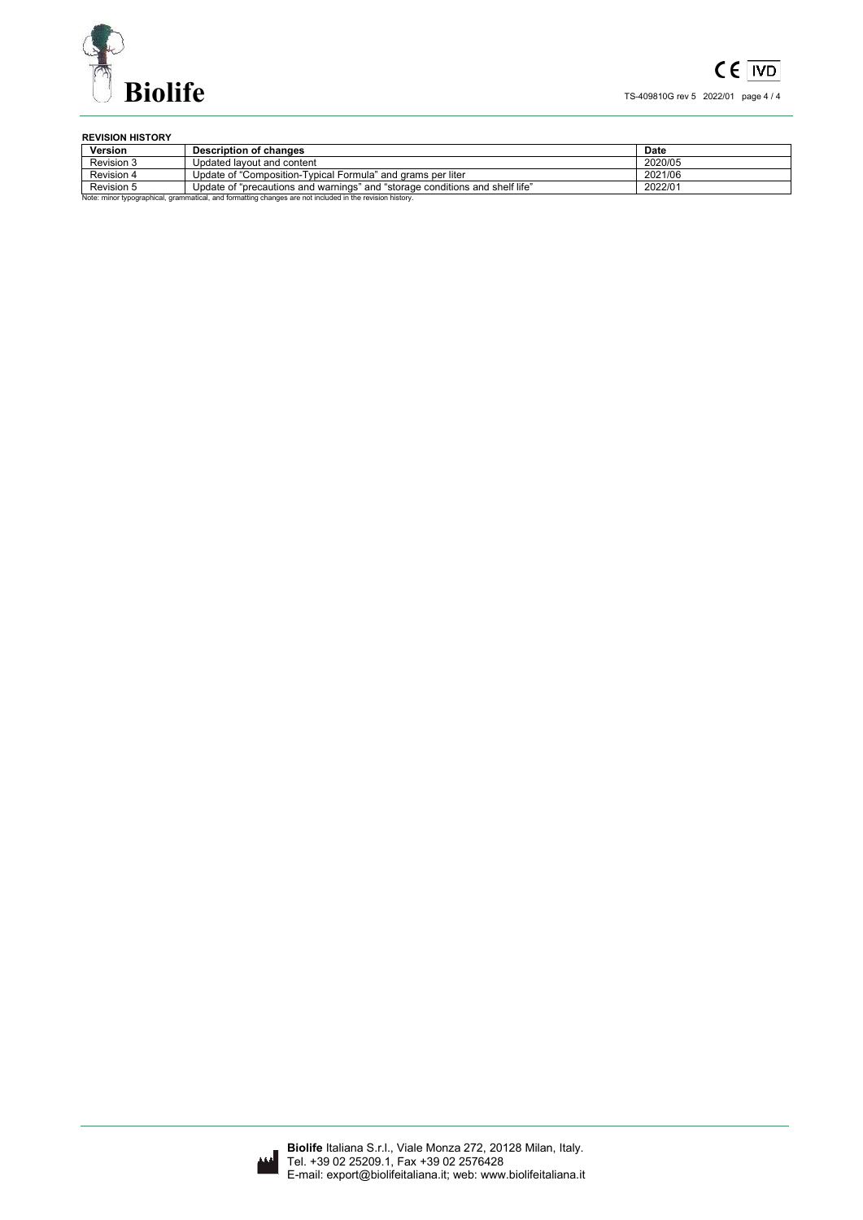**REVISION HISTORY**

| Version | Description of changes | Date |
| --- | --- | --- |
| Revision 3 | Updated layout and content | 2020/05 |
| Revision 4 | Update of "Composition-Typical Formula" and grams per liter | 2021/06 |
| Revision 5 | Update of "precautions and warnings" and "storage conditions and shelf life" | 2022/01 |

Note: minor typographical, grammatical, and formatting changes are not included in the revision history.

**Biolife** Italiana S.r.l., Viale Monza 272, 20128 Milan, Italy.
Tel. +39 02 25209.1, Fax +39 02 2576428
E-mail: export@biolifeitaliana.it; web: www.biolifeitaliana.it